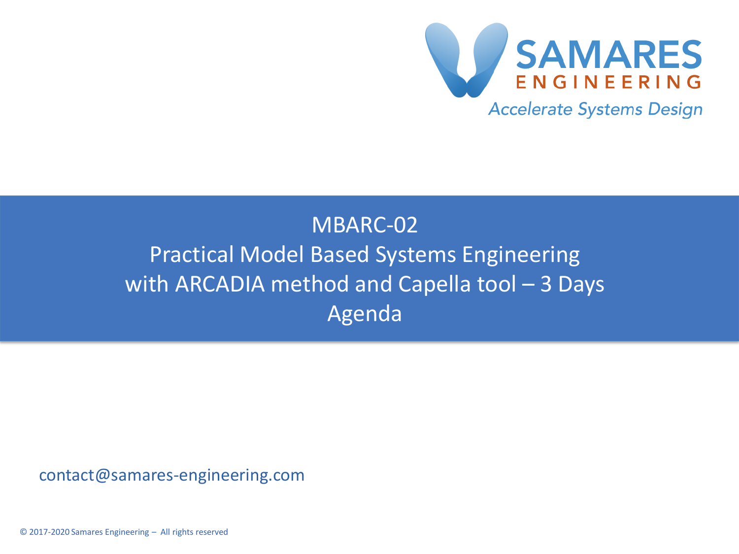SAMARES
ENGINEERING
*Accelerate Systems Design*

# MBARC-02
# Practical Model Based Systems Engineering with ARCADIA method and Capella tool – 3 Days
# Agenda

contact@samares-engineering.com

© 2017-2020 Samares Engineering – All rights reserved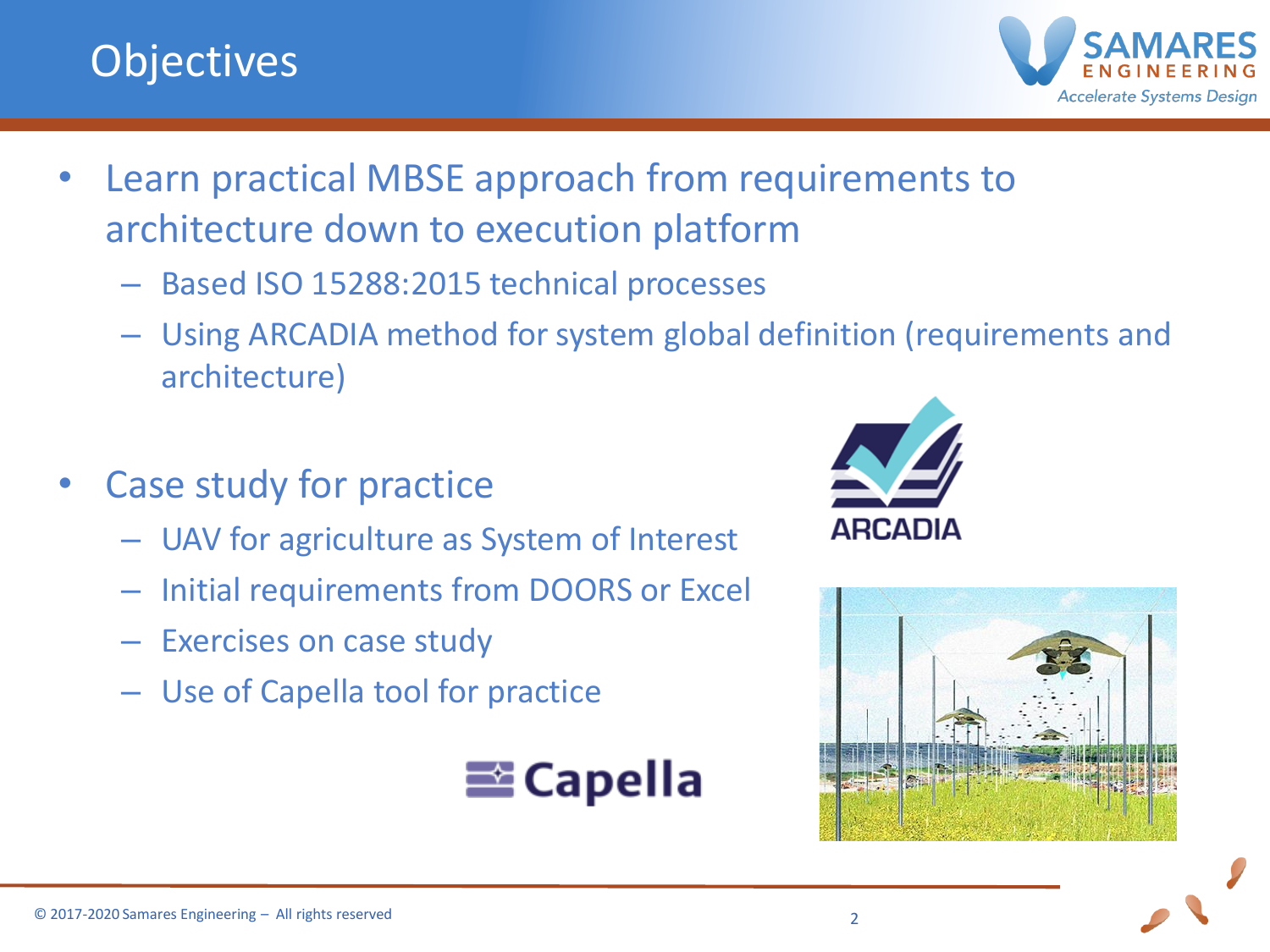# Objectives

- Learn practical MBSE approach from requirements to architecture down to execution platform
  - Based ISO 15288:2015 technical processes
  - Using ARCADIA method for system global definition (requirements and architecture)
- Case study for practice
  - UAV for agriculture as System of Interest
  - Initial requirements from DOORS or Excel
  - Exercises on case study
  - Use of Capella tool for practice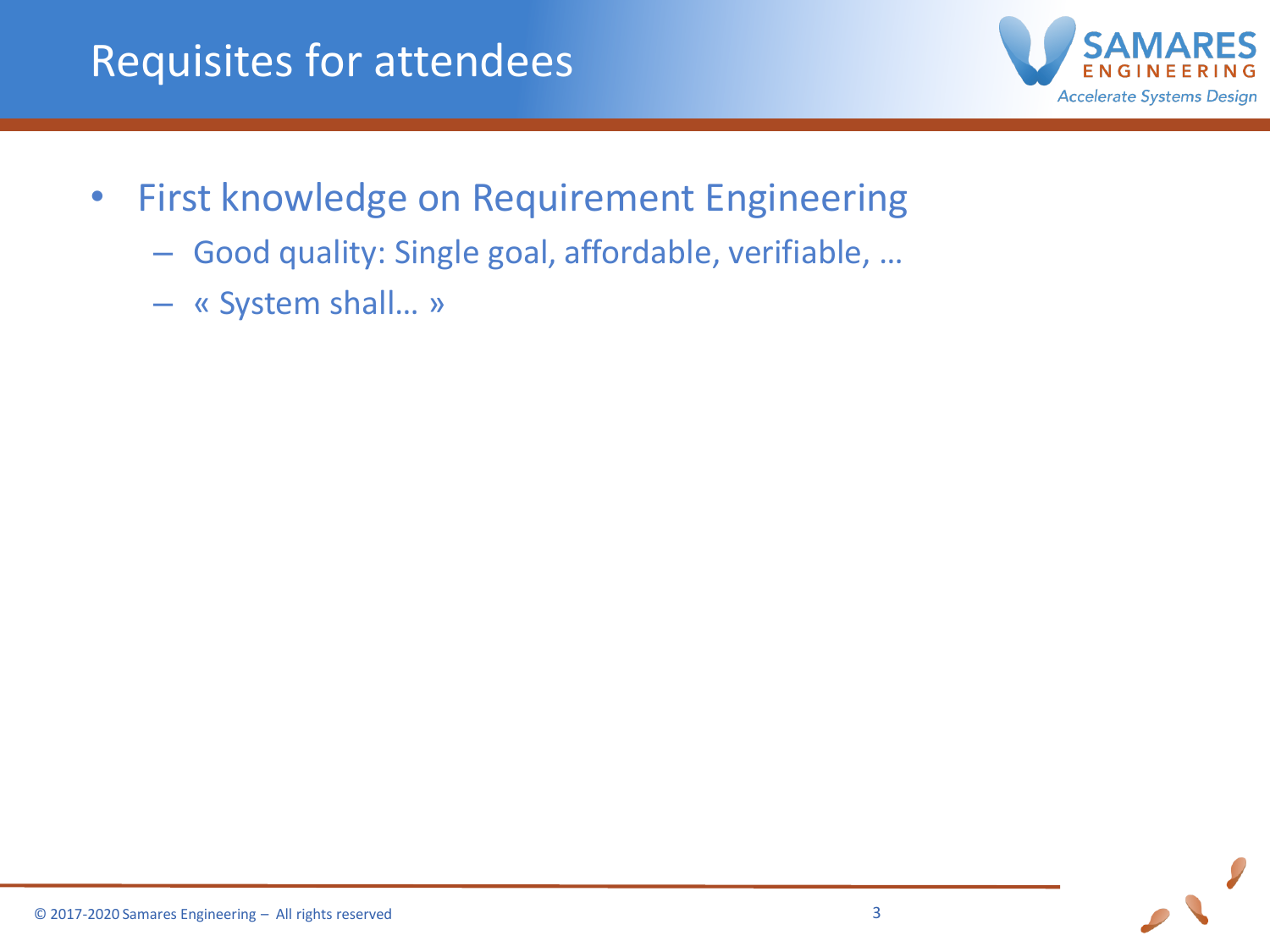# Requisites for attendees

- First knowledge on Requirement Engineering
  - Good quality: Single goal, affordable, verifiable, …
  - « System shall… »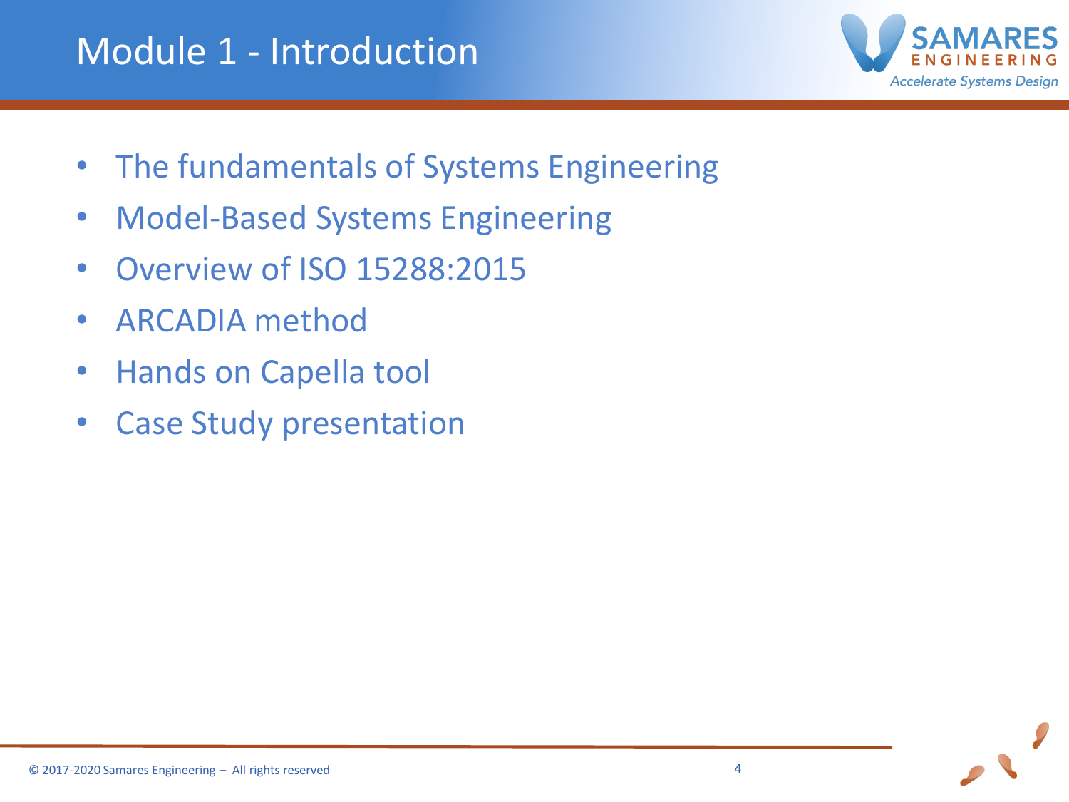# Module 1 - Introduction

- The fundamentals of Systems Engineering
- Model-Based Systems Engineering
- Overview of ISO 15288:2015
- ARCADIA method
- Hands on Capella tool
- Case Study presentation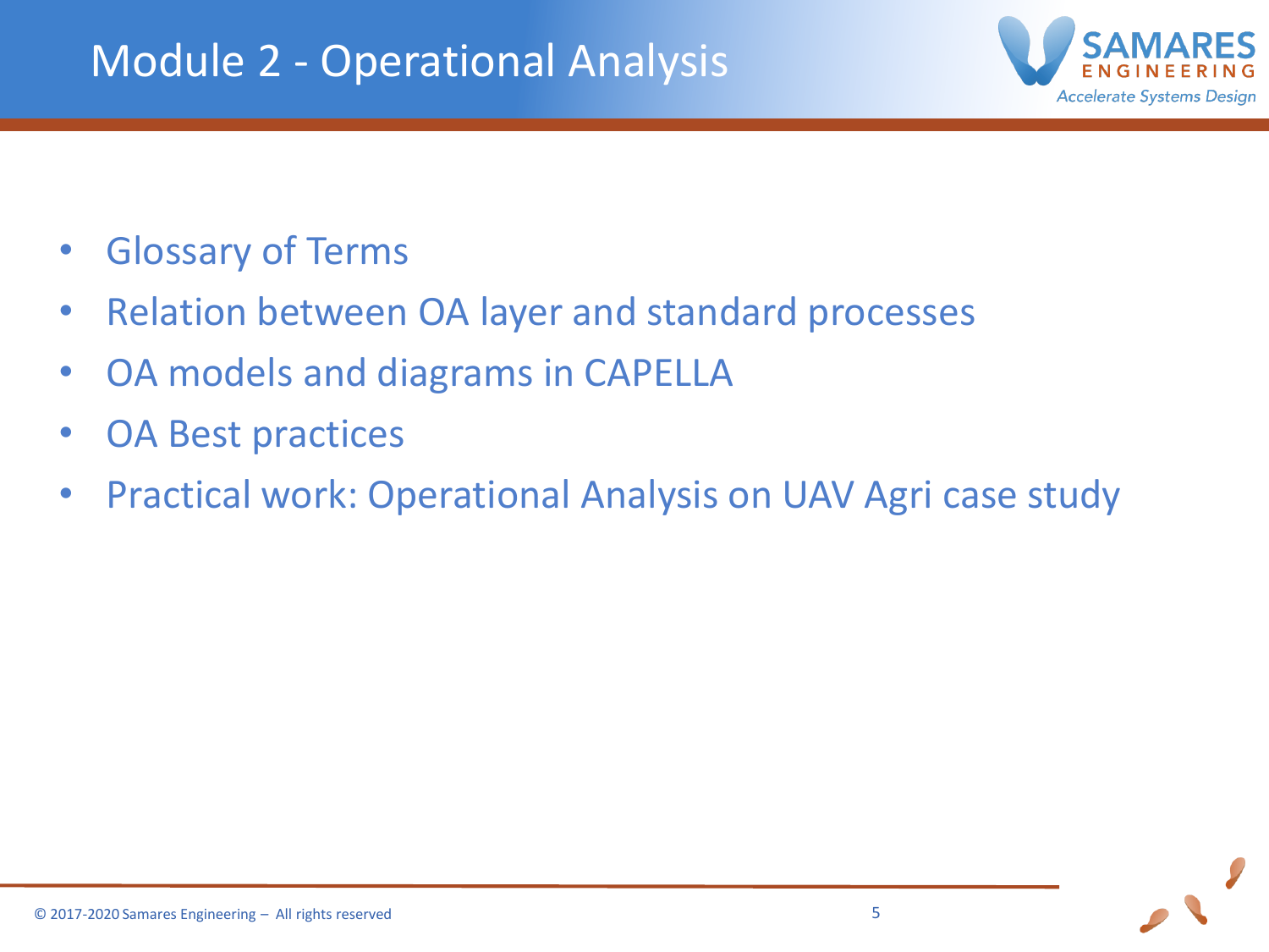# Module 2 - Operational Analysis

- Glossary of Terms
- Relation between OA layer and standard processes
- OA models and diagrams in CAPELLA
- OA Best practices
- Practical work: Operational Analysis on UAV Agri case study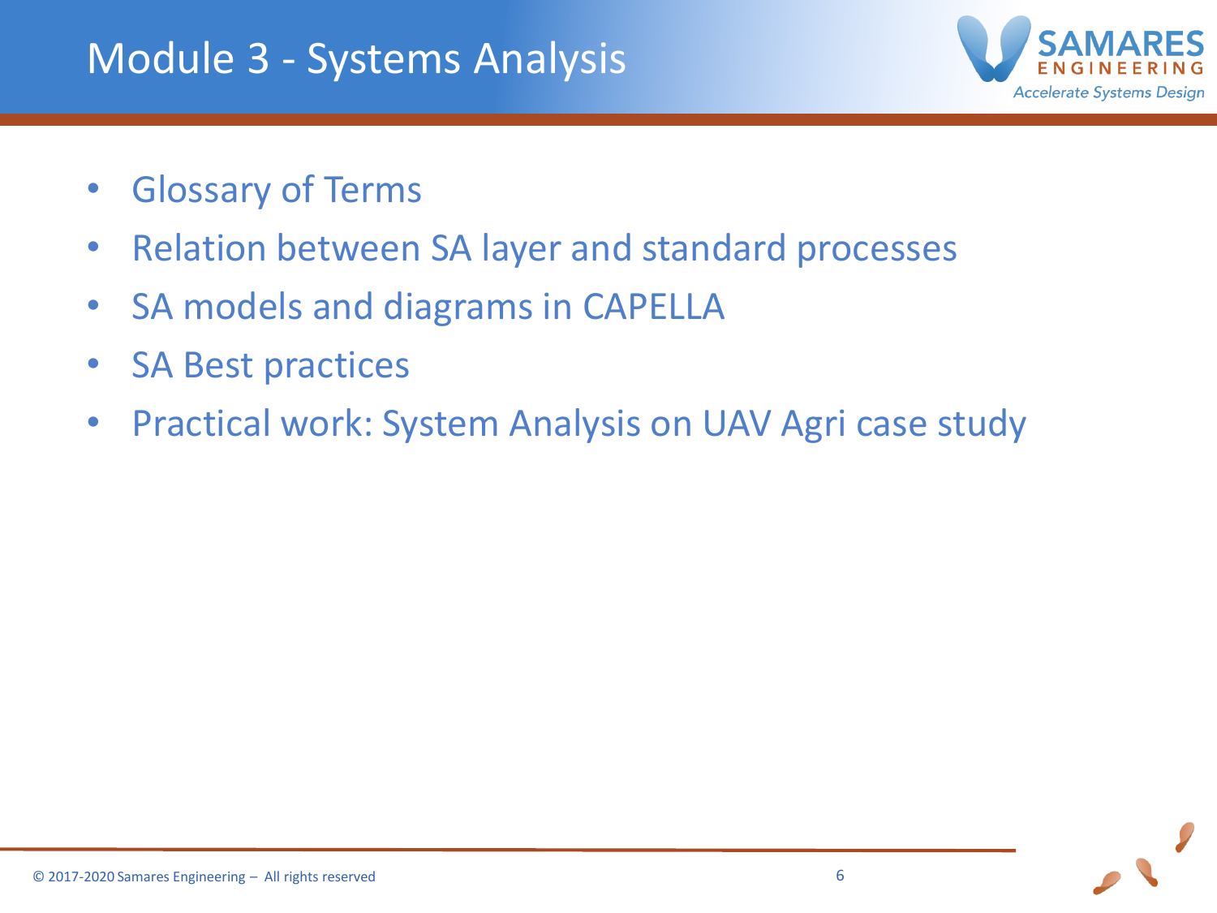# Module 3 - Systems Analysis

- Glossary of Terms
- Relation between SA layer and standard processes
- SA models and diagrams in CAPELLA
- SA Best practices
- Practical work: System Analysis on UAV Agri case study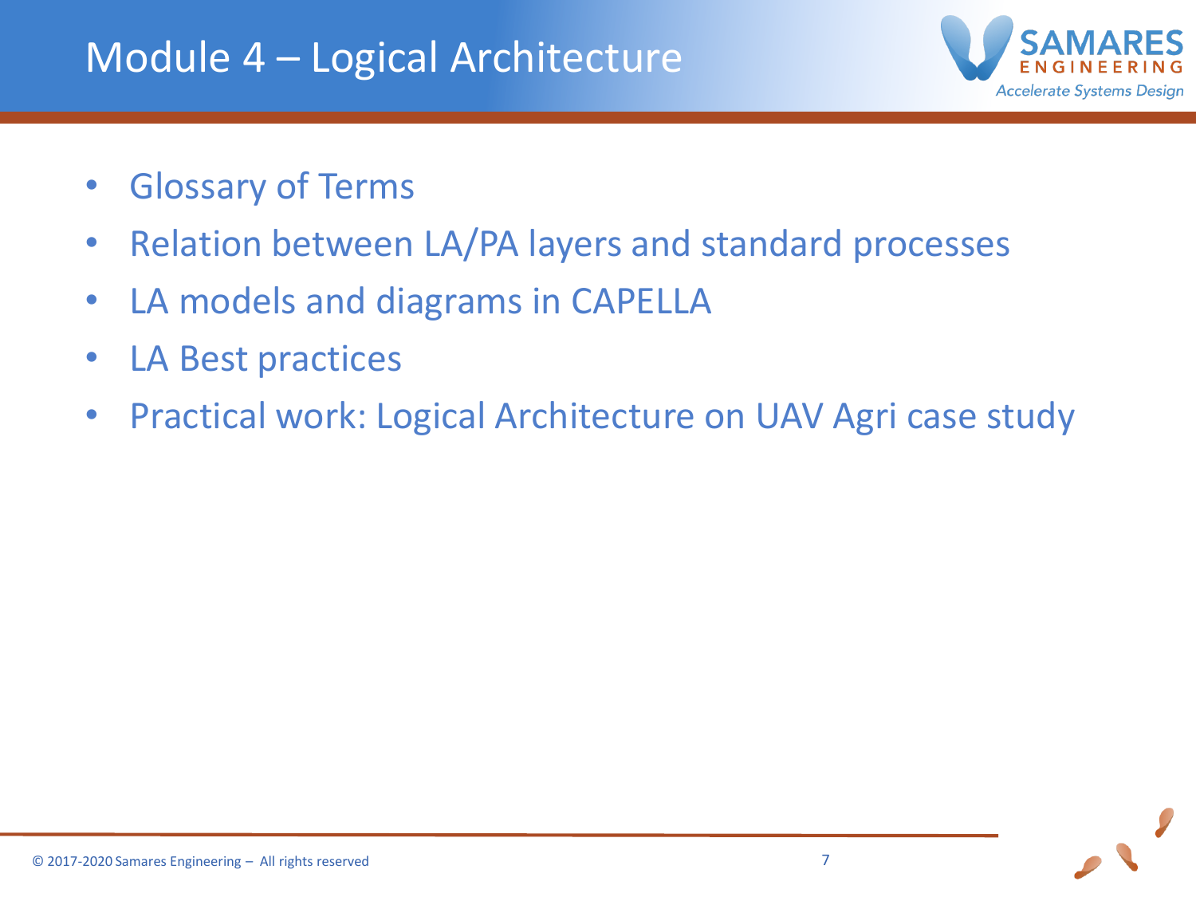# Module 4 – Logical Architecture

- Glossary of Terms
- Relation between LA/PA layers and standard processes
- LA models and diagrams in CAPELLA
- LA Best practices
- Practical work: Logical Architecture on UAV Agri case study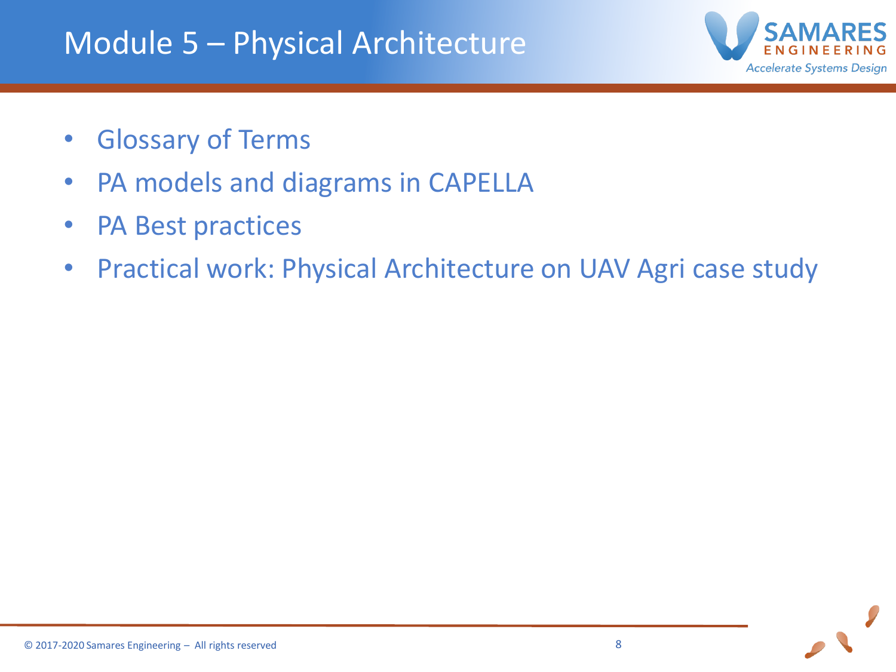# Module 5 – Physical Architecture

- Glossary of Terms
- PA models and diagrams in CAPELLA
- PA Best practices
- Practical work: Physical Architecture on UAV Agri case study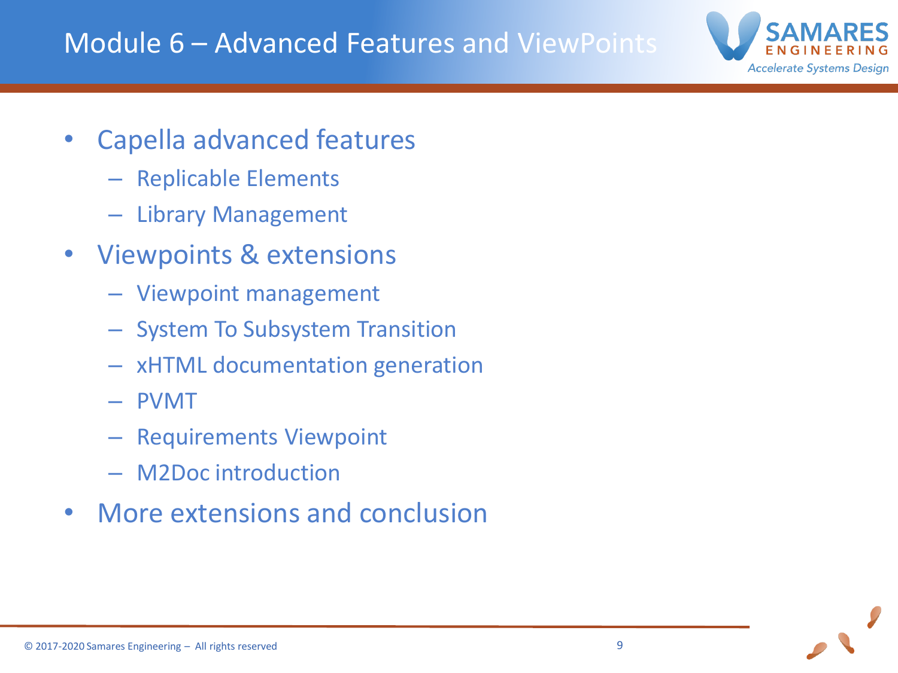# Module 6 – Advanced Features and ViewPoints

- Capella advanced features
  - Replicable Elements
  - Library Management
- Viewpoints & extensions
  - Viewpoint management
  - System To Subsystem Transition
  - xHTML documentation generation
  - PVMT
  - Requirements Viewpoint
  - M2Doc introduction
- More extensions and conclusion